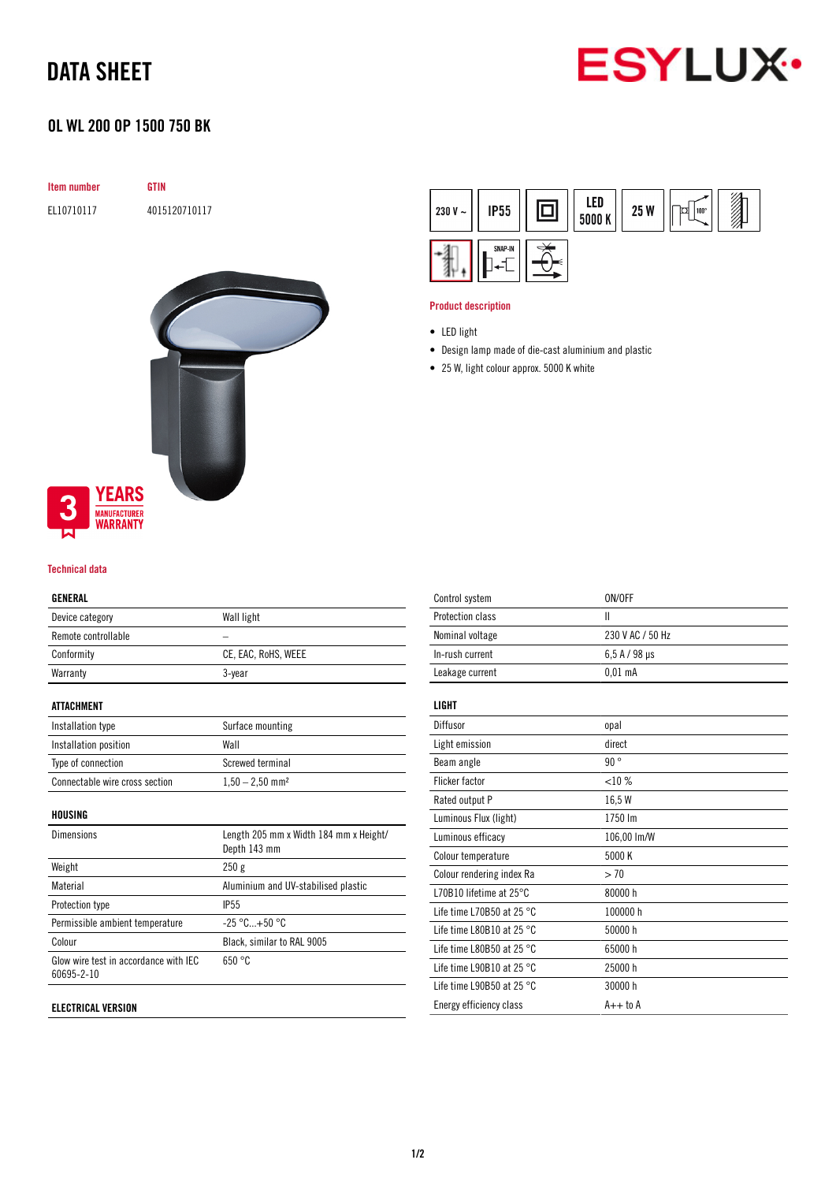# DATA SHEET

ESYLUX

## OL WL 200 OP 1500 750 BK

| Item number | GTIN |
|---|---|
| EL10710117 | 4015120710117 |

230 V ~ | IP55 | LED 5000 K | 25 W | 100°

3 YEARS MANUFACTURER WARRANTY

### Product description

- LED light
- Design lamp made of die-cast aluminium and plastic
- 25 W, light colour approx. 5000 K white

### Technical data

| GENERAL | |
|---|---|
| Device category | Wall light |
| Remote controllable | – |
| Conformity | CE, EAC, RoHS, WEEE |
| Warranty | 3-year |

| ATTACHMENT | |
|---|---|
| Installation type | Surface mounting |
| Installation position | Wall |
| Type of connection | Screwed terminal |
| Connectable wire cross section | 1,50 – 2,50 mm² |

| HOUSING | |
|---|---|
| Dimensions | Length 205 mm x Width 184 mm x Height/ Depth 143 mm |
| Weight | 250 g |
| Material | Aluminium and UV-stabilised plastic |
| Protection type | IP55 |
| Permissible ambient temperature | -25 °C...+50 °C |
| Colour | Black, similar to RAL 9005 |
| Glow wire test in accordance with IEC 60695-2-10 | 650 °C |

| ELECTRICAL VERSION | |
|---|---|
| Control system | ON/OFF |
| Protection class | II |
| Nominal voltage | 230 V AC / 50 Hz |
| In-rush current | 6,5 A / 98 µs |
| Leakage current | 0,01 mA |

| LIGHT | |
|---|---|
| Diffusor | opal |
| Light emission | direct |
| Beam angle | 90 ° |
| Flicker factor | <10 % |
| Rated output P | 16,5 W |
| Luminous Flux (light) | 1750 lm |
| Luminous efficacy | 106,00 lm/W |
| Colour temperature | 5000 K |
| Colour rendering index Ra | > 70 |
| L70B10 lifetime at 25°C | 80000 h |
| Life time L70B50 at 25 °C | 100000 h |
| Life time L80B10 at 25 °C | 50000 h |
| Life time L80B50 at 25 °C | 65000 h |
| Life time L90B10 at 25 °C | 25000 h |
| Life time L90B50 at 25 °C | 30000 h |
| Energy efficiency class | A++ to A |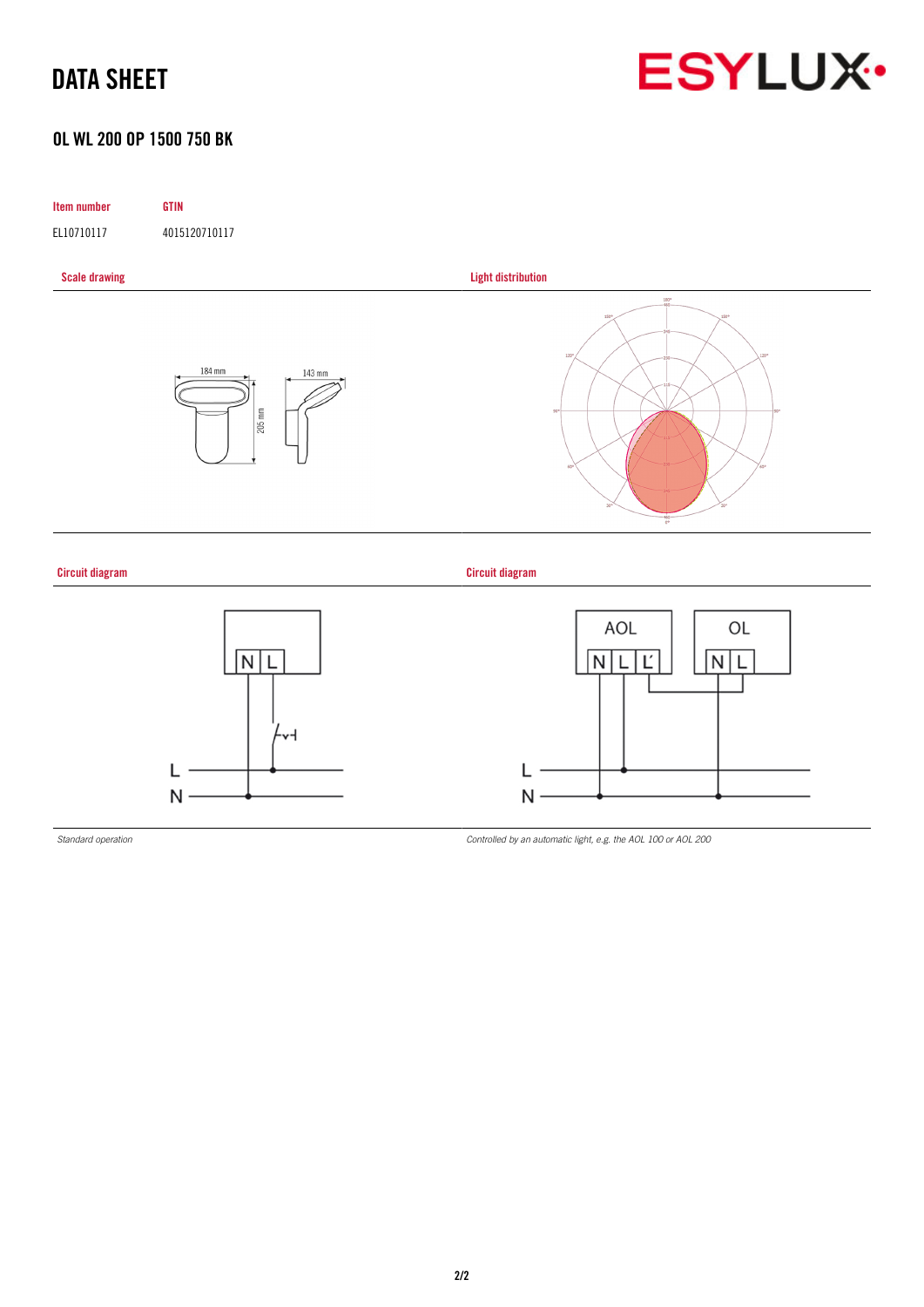# DATA SHEET

## OL WL 200 OP 1500 750 BK

| Item number | GTIN |
|---|---|
| EL10710117 | 4015120710117 |

### Scale drawing

184 mm

143 mm

205 mm

### Light distribution

### Circuit diagram

N L

L

N

*Standard operation*

### Circuit diagram

AOL

N L L'

OL

N L

L

N

*Controlled by an automatic light, e.g. the AOL 100 or AOL 200*